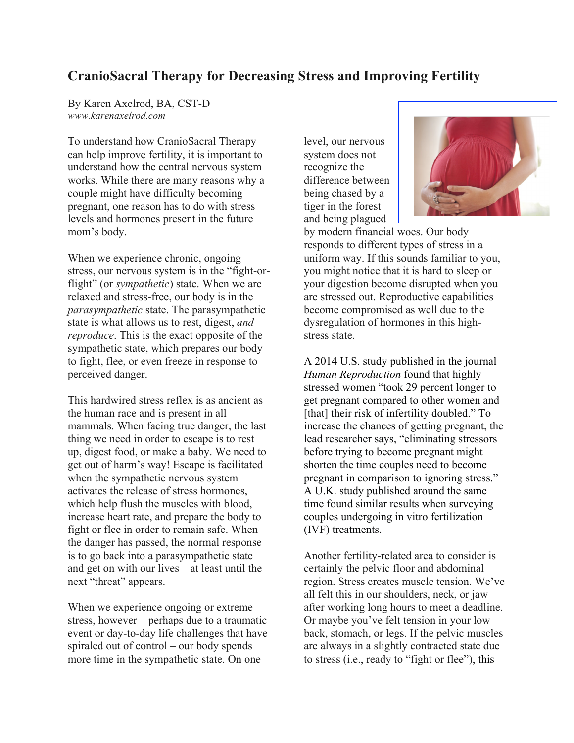# CranioSacral Therapy for Decreasing Stress and Improving Fertility

By Karen Axelrod, BA, CST-D
*www.karenaxelrod.com*

To understand how CranioSacral Therapy can help improve fertility, it is important to understand how the central nervous system works. While there are many reasons why a couple might have difficulty becoming pregnant, one reason has to do with stress levels and hormones present in the future mom's body.

When we experience chronic, ongoing stress, our nervous system is in the "fight-or-flight" (or *sympathetic*) state. When we are relaxed and stress-free, our body is in the *parasympathetic* state. The parasympathetic state is what allows us to rest, digest, *and reproduce*. This is the exact opposite of the sympathetic state, which prepares our body to fight, flee, or even freeze in response to perceived danger.

This hardwired stress reflex is as ancient as the human race and is present in all mammals. When facing true danger, the last thing we need in order to escape is to rest up, digest food, or make a baby. We need to get out of harm's way! Escape is facilitated when the sympathetic nervous system activates the release of stress hormones, which help flush the muscles with blood, increase heart rate, and prepare the body to fight or flee in order to remain safe. When the danger has passed, the normal response is to go back into a parasympathetic state and get on with our lives – at least until the next "threat" appears.

When we experience ongoing or extreme stress, however – perhaps due to a traumatic event or day-to-day life challenges that have spiraled out of control – our body spends more time in the sympathetic state. On one level, our nervous system does not recognize the difference between being chased by a tiger in the forest and being plagued by modern financial woes. Our body responds to different types of stress in a uniform way. If this sounds familiar to you, you might notice that it is hard to sleep or your digestion become disrupted when you are stressed out. Reproductive capabilities become compromised as well due to the dysregulation of hormones in this high-stress state.

A 2014 U.S. study published in the journal *Human Reproduction* found that highly stressed women "took 29 percent longer to get pregnant compared to other women and [that] their risk of infertility doubled." To increase the chances of getting pregnant, the lead researcher says, "eliminating stressors before trying to become pregnant might shorten the time couples need to become pregnant in comparison to ignoring stress." A U.K. study published around the same time found similar results when surveying couples undergoing in vitro fertilization (IVF) treatments.

Another fertility-related area to consider is certainly the pelvic floor and abdominal region. Stress creates muscle tension. We've all felt this in our shoulders, neck, or jaw after working long hours to meet a deadline. Or maybe you've felt tension in your low back, stomach, or legs. If the pelvic muscles are always in a slightly contracted state due to stress (i.e., ready to "fight or flee"), this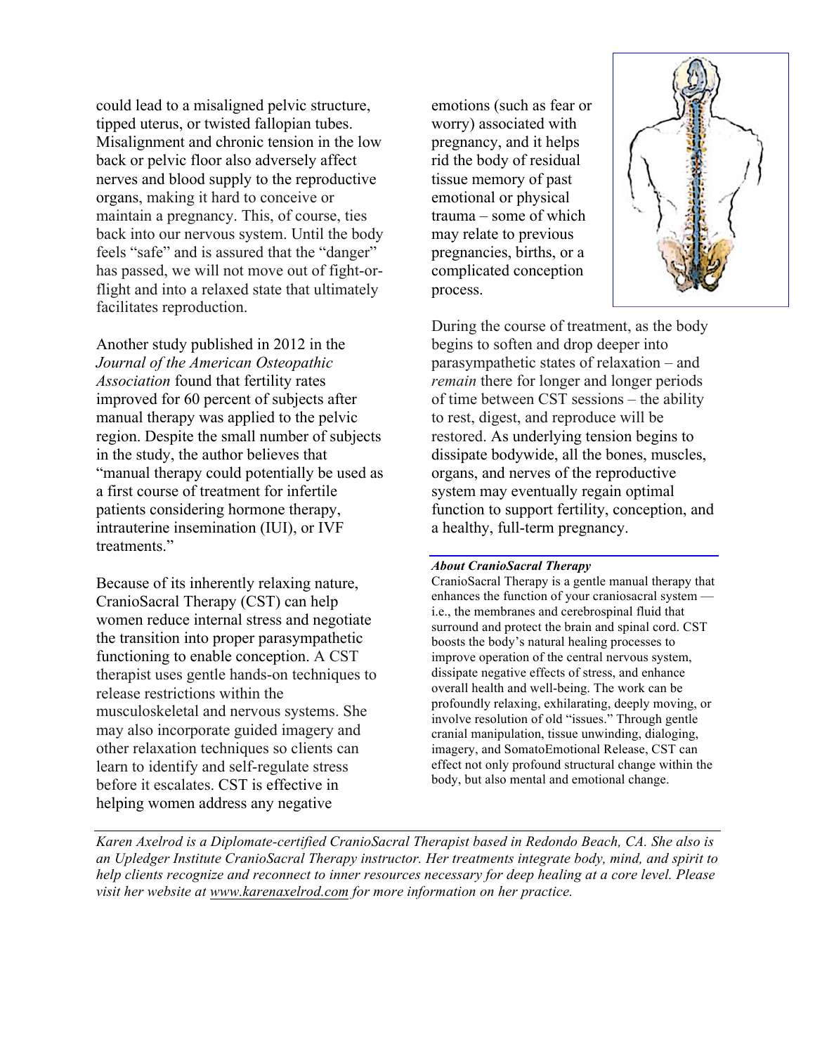could lead to a misaligned pelvic structure, tipped uterus, or twisted fallopian tubes. Misalignment and chronic tension in the low back or pelvic floor also adversely affect nerves and blood supply to the reproductive organs, making it hard to conceive or maintain a pregnancy. This, of course, ties back into our nervous system. Until the body feels "safe" and is assured that the "danger" has passed, we will not move out of fight-or-flight and into a relaxed state that ultimately facilitates reproduction.

Another study published in 2012 in the *Journal of the American Osteopathic Association* found that fertility rates improved for 60 percent of subjects after manual therapy was applied to the pelvic region. Despite the small number of subjects in the study, the author believes that "manual therapy could potentially be used as a first course of treatment for infertile patients considering hormone therapy, intrauterine insemination (IUI), or IVF treatments."

Because of its inherently relaxing nature, CranioSacral Therapy (CST) can help women reduce internal stress and negotiate the transition into proper parasympathetic functioning to enable conception. A CST therapist uses gentle hands-on techniques to release restrictions within the musculoskeletal and nervous systems. She may also incorporate guided imagery and other relaxation techniques so clients can learn to identify and self-regulate stress before it escalates. CST is effective in helping women address any negative emotions (such as fear or worry) associated with pregnancy, and it helps rid the body of residual tissue memory of past emotional or physical trauma – some of which may relate to previous pregnancies, births, or a complicated conception process.

During the course of treatment, as the body begins to soften and drop deeper into parasympathetic states of relaxation – and *remain* there for longer and longer periods of time between CST sessions – the ability to rest, digest, and reproduce will be restored. As underlying tension begins to dissipate bodywide, all the bones, muscles, organs, and nerves of the reproductive system may eventually regain optimal function to support fertility, conception, and a healthy, full-term pregnancy.

***About CranioSacral Therapy***

CranioSacral Therapy is a gentle manual therapy that enhances the function of your craniosacral system — i.e., the membranes and cerebrospinal fluid that surround and protect the brain and spinal cord. CST boosts the body's natural healing processes to improve operation of the central nervous system, dissipate negative effects of stress, and enhance overall health and well-being. The work can be profoundly relaxing, exhilarating, deeply moving, or involve resolution of old "issues." Through gentle cranial manipulation, tissue unwinding, dialoging, imagery, and SomatoEmotional Release, CST can effect not only profound structural change within the body, but also mental and emotional change.

---

*Karen Axelrod is a Diplomate-certified CranioSacral Therapist based in Redondo Beach, CA. She also is an Upledger Institute CranioSacral Therapy instructor. Her treatments integrate body, mind, and spirit to help clients recognize and reconnect to inner resources necessary for deep healing at a core level. Please visit her website at www.karenaxelrod.com for more information on her practice.*